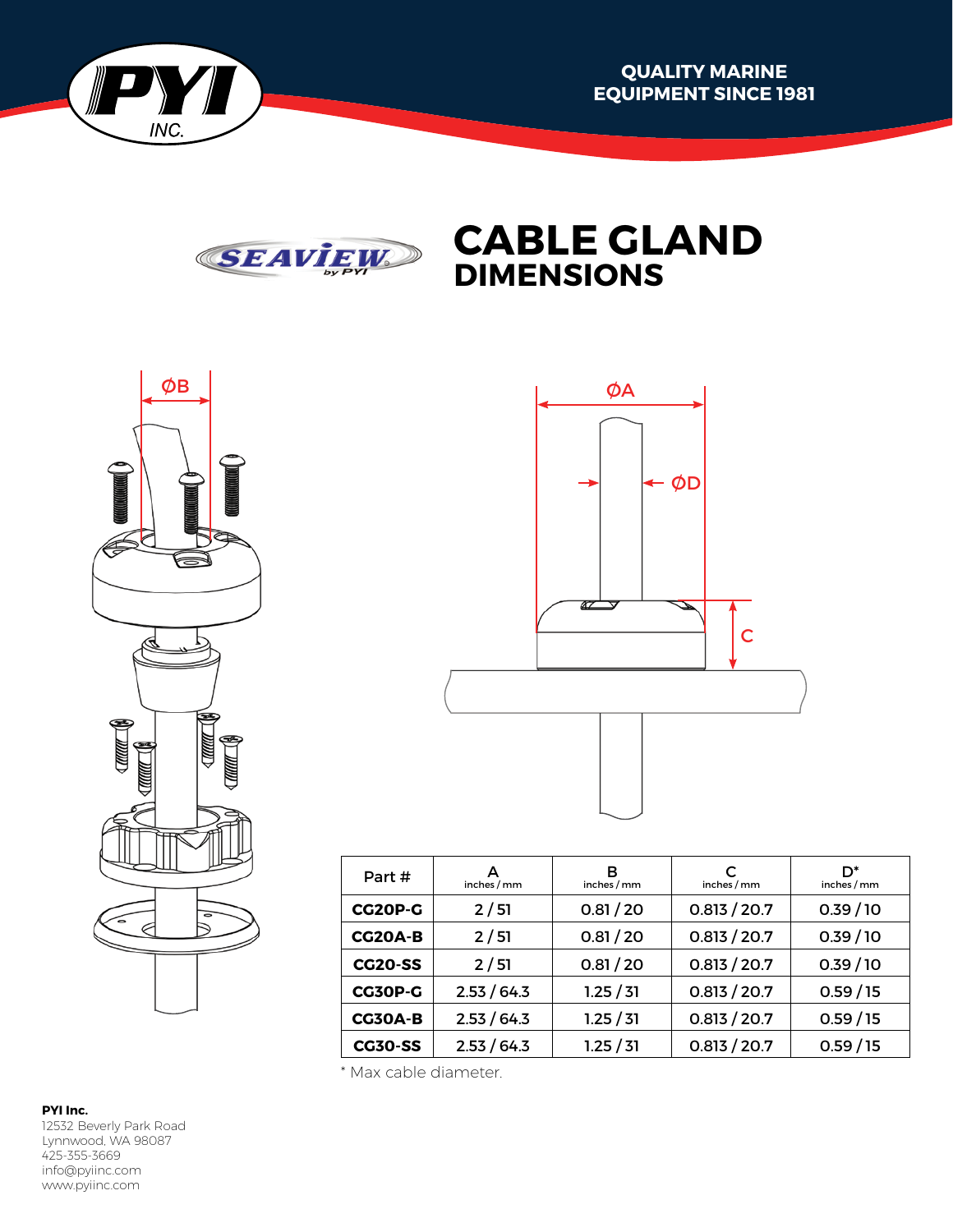QUALITY MARINE EQUIPMENT SINCE 1981

# CABLE GLAND DIMENSIONS

| Part # | A inches / mm | B inches / mm | C inches / mm | D* inches / mm |
|---|---|---|---|---|
| **CG20P-G** | 2 / 51 | 0.81 / 20 | 0.813 / 20.7 | 0.39 / 10 |
| **CG20A-B** | 2 / 51 | 0.81 / 20 | 0.813 / 20.7 | 0.39 / 10 |
| **CG20-SS** | 2 / 51 | 0.81 / 20 | 0.813 / 20.7 | 0.39 / 10 |
| **CG30P-G** | 2.53 / 64.3 | 1.25 / 31 | 0.813 / 20.7 | 0.59 / 15 |
| **CG30A-B** | 2.53 / 64.3 | 1.25 / 31 | 0.813 / 20.7 | 0.59 / 15 |
| **CG30-SS** | 2.53 / 64.3 | 1.25 / 31 | 0.813 / 20.7 | 0.59 / 15 |

* Max cable diameter.

**PYI Inc.**
12532 Beverly Park Road
Lynnwood, WA 98087
425-355-3669
info@pyiinc.com
www.pyiinc.com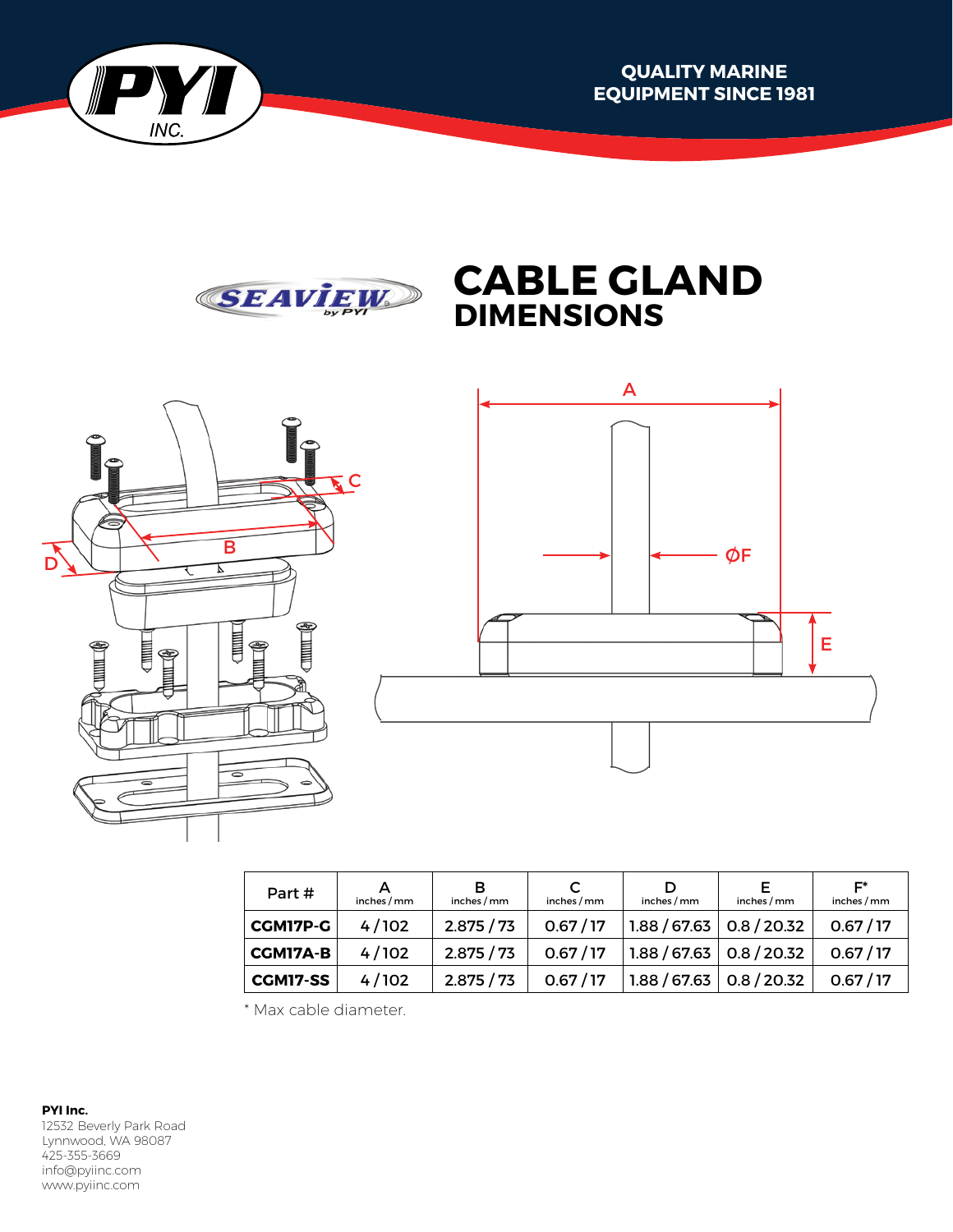QUALITY MARINE EQUIPMENT SINCE 1981

# CABLE GLAND
## DIMENSIONS

A

B

C

D

ØF

E

| Part # | A inches / mm | B inches / mm | C inches / mm | D inches / mm | E inches / mm | F* inches / mm |
|---|---|---|---|---|---|---|
| **CGM17P-G** | 4 / 102 | 2.875 / 73 | 0.67 / 17 | 1.88 / 67.63 | 0.8 / 20.32 | 0.67 / 17 |
| **CGM17A-B** | 4 / 102 | 2.875 / 73 | 0.67 / 17 | 1.88 / 67.63 | 0.8 / 20.32 | 0.67 / 17 |
| **CGM17-SS** | 4 / 102 | 2.875 / 73 | 0.67 / 17 | 1.88 / 67.63 | 0.8 / 20.32 | 0.67 / 17 |

\* Max cable diameter.

**PYI Inc.**
12532 Beverly Park Road
Lynnwood, WA 98087
425-355-3669
info@pyiinc.com
www.pyiinc.com